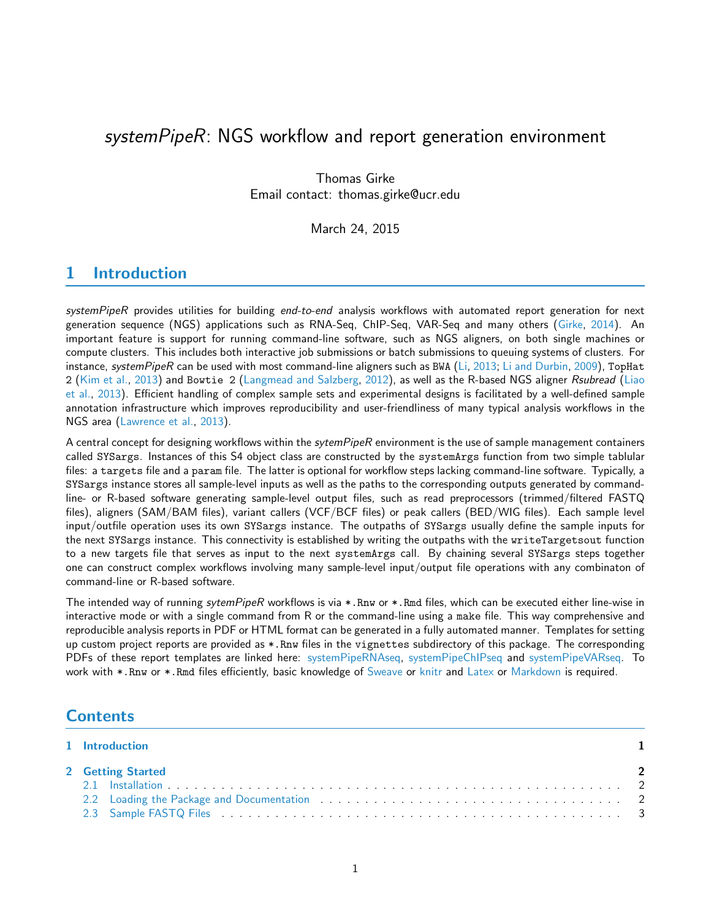# *systemPipeR*: NGS workflow and report generation environment

Thomas Girke
Email contact: thomas.girke@ucr.edu

March 24, 2015

## 1 Introduction

*systemPipeR* provides utilities for building *end-to-end* analysis workflows with automated report generation for next generation sequence (NGS) applications such as RNA-Seq, ChIP-Seq, VAR-Seq and many others (Girke, 2014). An important feature is support for running command-line software, such as NGS aligners, on both single machines or compute clusters. This includes both interactive job submissions or batch submissions to queuing systems of clusters. For instance, *systemPipeR* can be used with most command-line aligners such as `BWA` (Li, 2013; Li and Durbin, 2009), `TopHat 2` (Kim et al., 2013) and `Bowtie 2` (Langmead and Salzberg, 2012), as well as the R-based NGS aligner *Rsubread* (Liao et al., 2013). Efficient handling of complex sample sets and experimental designs is facilitated by a well-defined sample annotation infrastructure which improves reproducibility and user-friendliness of many typical analysis workflows in the NGS area (Lawrence et al., 2013).

A central concept for designing workflows within the *sytemPipeR* environment is the use of sample management containers called `SYSargs`. Instances of this S4 object class are constructed by the `systemArgs` function from two simple tablular files: a `targets` file and a `param` file. The latter is optional for workflow steps lacking command-line software. Typically, a `SYSargs` instance stores all sample-level inputs as well as the paths to the corresponding outputs generated by command-line- or R-based software generating sample-level output files, such as read preprocessors (trimmed/filtered FASTQ files), aligners (SAM/BAM files), variant callers (VCF/BCF files) or peak callers (BED/WIG files). Each sample level input/outfile operation uses its own `SYSargs` instance. The outpaths of `SYSargs` usually define the sample inputs for the next `SYSargs` instance. This connectivity is established by writing the outpaths with the `writeTargetsout` function to a new targets file that serves as input to the next `systemArgs` call. By chaining several `SYSargs` steps together one can construct complex workflows involving many sample-level input/output file operations with any combinaton of command-line or R-based software.

The intended way of running *sytemPipeR* workflows is via `*.Rnw` or `*.Rmd` files, which can be executed either line-wise in interactive mode or with a single command from R or the command-line using a `make` file. This way comprehensive and reproducible analysis reports in PDF or HTML format can be generated in a fully automated manner. Templates for setting up custom project reports are provided as `*.Rnw` files in the `vignettes` subdirectory of this package. The corresponding PDFs of these report templates are linked here: systemPipeRNAseq, systemPipeChIPseq and systemPipeVARseq. To work with `*.Rnw` or `*.Rmd` files efficiently, basic knowledge of Sweave or knitr and Latex or Markdown is required.

## Contents

1 Introduction ..... 1

2 Getting Started ..... 2
- 2.1 Installation ..... 2
- 2.2 Loading the Package and Documentation ..... 2
- 2.3 Sample FASTQ Files ..... 3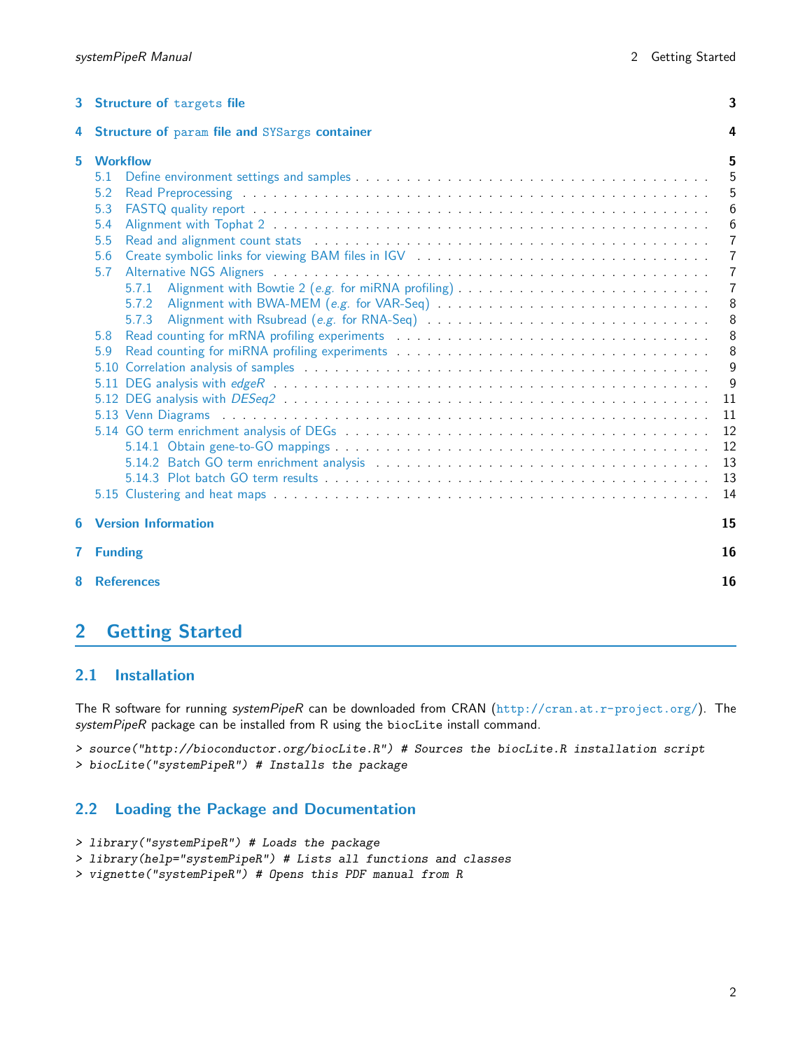3 **Structure of `targets` file** 3

4 **Structure of `param` file and `SYSargs` container** 4

5 **Workflow** 5
- 5.1 Define environment settings and samples . . . 5
- 5.2 Read Preprocessing . . . 5
- 5.3 FASTQ quality report . . . 6
- 5.4 Alignment with Tophat 2 . . . 6
- 5.5 Read and alignment count stats . . . 7
- 5.6 Create symbolic links for viewing BAM files in IGV . . . 7
- 5.7 Alternative NGS Aligners . . . 7
  - 5.7.1 Alignment with Bowtie 2 (*e.g.* for miRNA profiling) . . . 7
  - 5.7.2 Alignment with BWA-MEM (*e.g.* for VAR-Seq) . . . 8
  - 5.7.3 Alignment with Rsubread (*e.g.* for RNA-Seq) . . . 8
- 5.8 Read counting for mRNA profiling experiments . . . 8
- 5.9 Read counting for miRNA profiling experiments . . . 8
- 5.10 Correlation analysis of samples . . . 9
- 5.11 DEG analysis with *edgeR* . . . 9
- 5.12 DEG analysis with *DESeq2* . . . 11
- 5.13 Venn Diagrams . . . 11
- 5.14 GO term enrichment analysis of DEGs . . . 12
  - 5.14.1 Obtain gene-to-GO mappings . . . 12
  - 5.14.2 Batch GO term enrichment analysis . . . 13
  - 5.14.3 Plot batch GO term results . . . 13
- 5.15 Clustering and heat maps . . . 14

6 **Version Information** 15

7 **Funding** 16

8 **References** 16

# 2 Getting Started

## 2.1 Installation

The R software for running *systemPipeR* can be downloaded from CRAN (http://cran.at.r-project.org/). The *systemPipeR* package can be installed from R using the `biocLite` install command.

```
> source("http://bioconductor.org/biocLite.R") # Sources the biocLite.R installation script
> biocLite("systemPipeR") # Installs the package
```

## 2.2 Loading the Package and Documentation

```
> library("systemPipeR") # Loads the package
> library(help="systemPipeR") # Lists all functions and classes
> vignette("systemPipeR") # Opens this PDF manual from R
```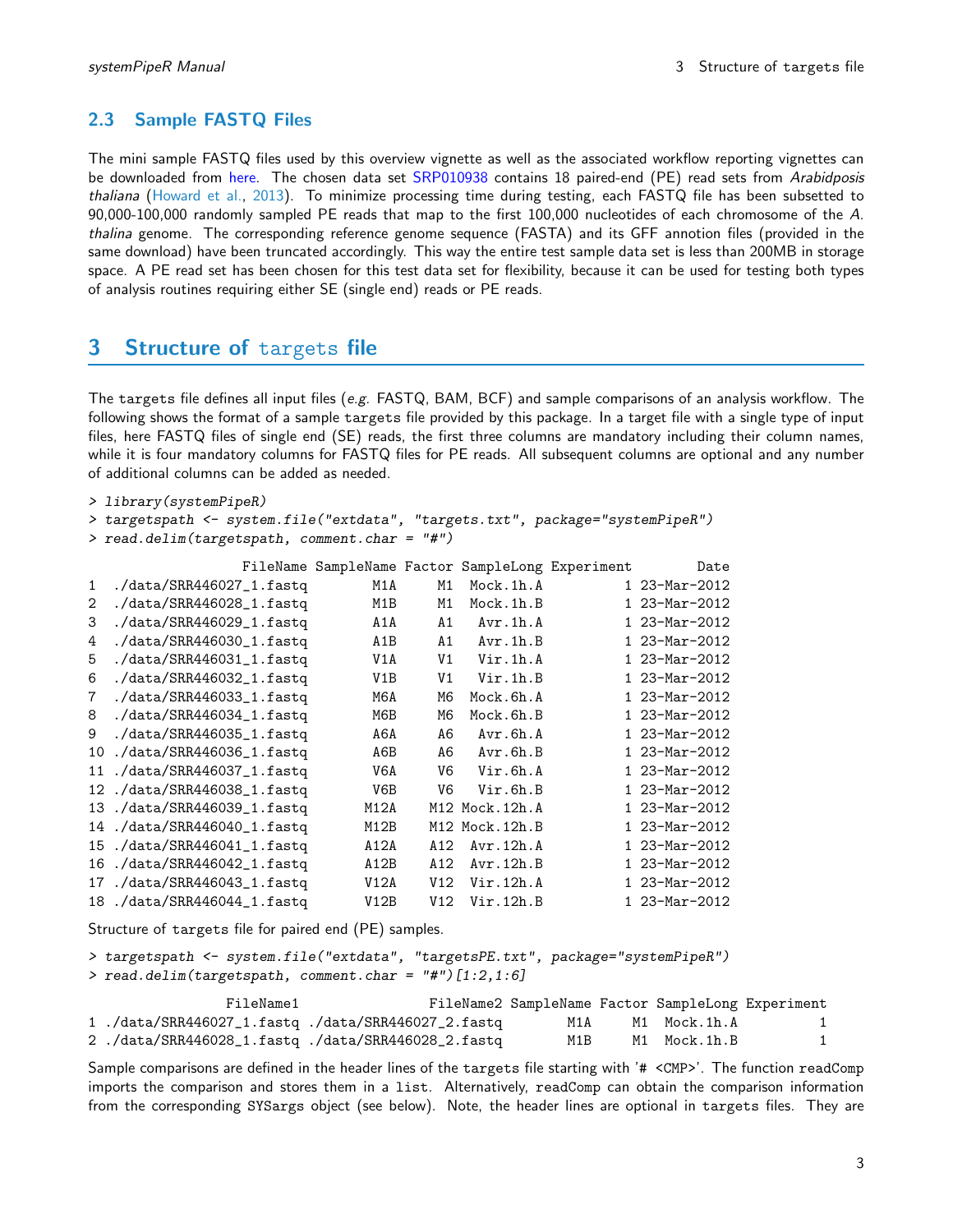## 2.3 Sample FASTQ Files

The mini sample FASTQ files used by this overview vignette as well as the associated workflow reporting vignettes can be downloaded from here. The chosen data set SRP010938 contains 18 paired-end (PE) read sets from *Arabidposis thaliana* (Howard et al., 2013). To minimize processing time during testing, each FASTQ file has been subsetted to 90,000-100,000 randomly sampled PE reads that map to the first 100,000 nucleotides of each chromosome of the *A. thalina* genome. The corresponding reference genome sequence (FASTA) and its GFF annotion files (provided in the same download) have been truncated accordingly. This way the entire test sample data set is less than 200MB in storage space. A PE read set has been chosen for this test data set for flexibility, because it can be used for testing both types of analysis routines requiring either SE (single end) reads or PE reads.

# 3 Structure of targets file

The targets file defines all input files (*e.g.* FASTQ, BAM, BCF) and sample comparisons of an analysis workflow. The following shows the format of a sample targets file provided by this package. In a target file with a single type of input files, here FASTQ files of single end (SE) reads, the first three columns are mandatory including their column names, while it is four mandatory columns for FASTQ files for PE reads. All subsequent columns are optional and any number of additional columns can be added as needed.

```
> library(systemPipeR)
> targetspath <- system.file("extdata", "targets.txt", package="systemPipeR")
> read.delim(targetspath, comment.char = "#")
                   FileName SampleName Factor SampleLong Experiment        Date
1  ./data/SRR446027_1.fastq        M1A     M1  Mock.1h.A          1 23-Mar-2012
2  ./data/SRR446028_1.fastq        M1B     M1  Mock.1h.B          1 23-Mar-2012
3  ./data/SRR446029_1.fastq        A1A     A1   Avr.1h.A          1 23-Mar-2012
4  ./data/SRR446030_1.fastq        A1B     A1   Avr.1h.B          1 23-Mar-2012
5  ./data/SRR446031_1.fastq        V1A     V1   Vir.1h.A          1 23-Mar-2012
6  ./data/SRR446032_1.fastq        V1B     V1   Vir.1h.B          1 23-Mar-2012
7  ./data/SRR446033_1.fastq        M6A     M6  Mock.6h.A          1 23-Mar-2012
8  ./data/SRR446034_1.fastq        M6B     M6  Mock.6h.B          1 23-Mar-2012
9  ./data/SRR446035_1.fastq        A6A     A6   Avr.6h.A          1 23-Mar-2012
10 ./data/SRR446036_1.fastq        A6B     A6   Avr.6h.B          1 23-Mar-2012
11 ./data/SRR446037_1.fastq        V6A     V6   Vir.6h.A          1 23-Mar-2012
12 ./data/SRR446038_1.fastq        V6B     V6   Vir.6h.B          1 23-Mar-2012
13 ./data/SRR446039_1.fastq       M12A    M12 Mock.12h.A          1 23-Mar-2012
14 ./data/SRR446040_1.fastq       M12B    M12 Mock.12h.B          1 23-Mar-2012
15 ./data/SRR446041_1.fastq       A12A    A12  Avr.12h.A          1 23-Mar-2012
16 ./data/SRR446042_1.fastq       A12B    A12  Avr.12h.B          1 23-Mar-2012
17 ./data/SRR446043_1.fastq       V12A    V12  Vir.12h.A          1 23-Mar-2012
18 ./data/SRR446044_1.fastq       V12B    V12  Vir.12h.B          1 23-Mar-2012
```

Structure of targets file for paired end (PE) samples.

```
> targetspath <- system.file("extdata", "targetsPE.txt", package="systemPipeR")
> read.delim(targetspath, comment.char = "#")[1:2,1:6]
                 FileName1                FileName2 SampleName Factor SampleLong Experiment
1 ./data/SRR446027_1.fastq ./data/SRR446027_2.fastq        M1A     M1  Mock.1h.A          1
2 ./data/SRR446028_1.fastq ./data/SRR446028_2.fastq        M1B     M1  Mock.1h.B          1
```

Sample comparisons are defined in the header lines of the targets file starting with '# <CMP>'. The function readComp imports the comparison and stores them in a list. Alternatively, readComp can obtain the comparison information from the corresponding SYSargs object (see below). Note, the header lines are optional in targets files. They are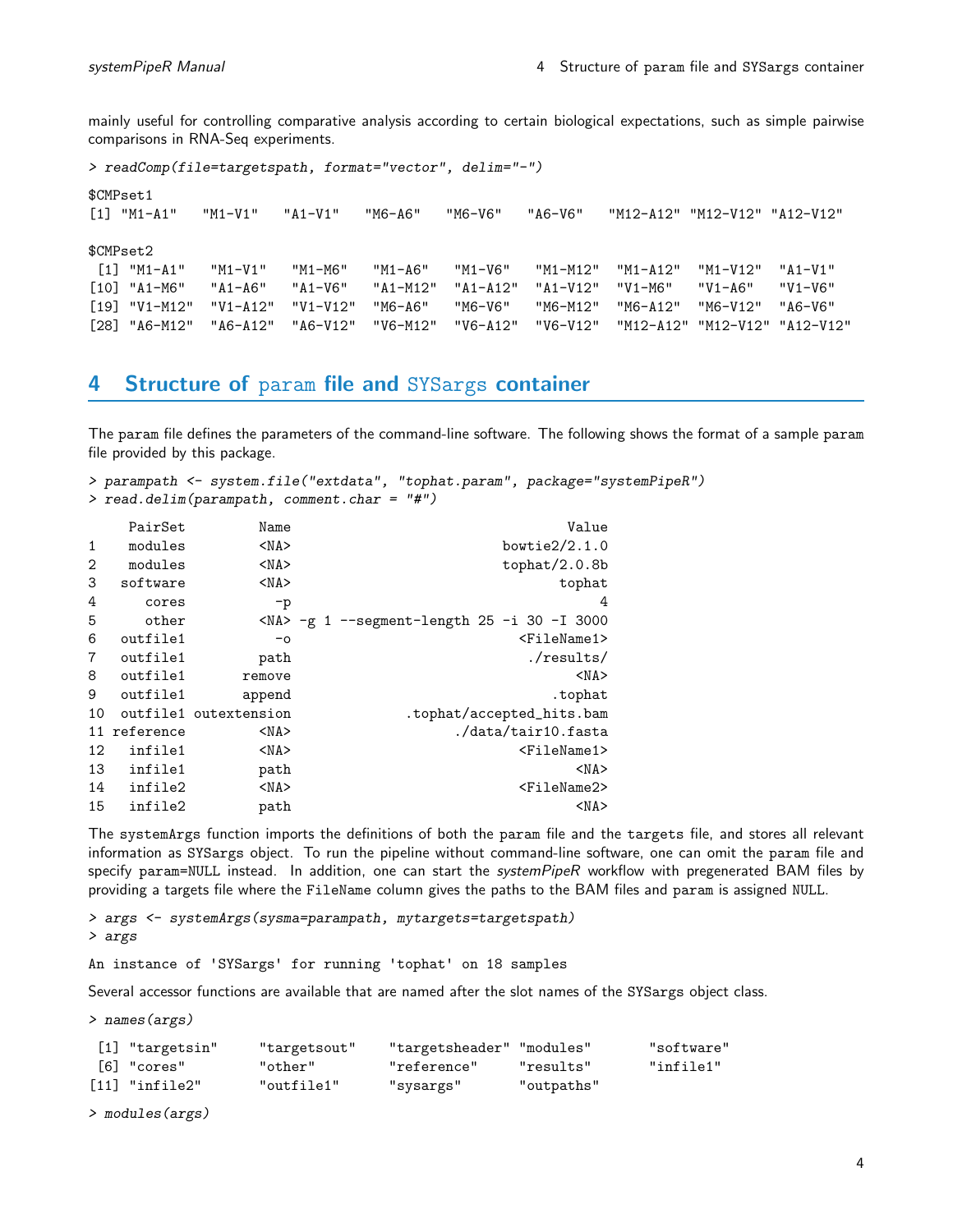mainly useful for controlling comparative analysis according to certain biological expectations, such as simple pairwise comparisons in RNA-Seq experiments.

```
> readComp(file=targetspath, format="vector", delim="-")

$CMPset1
[1] "M1-A1"   "M1-V1"   "A1-V1"   "M6-A6"   "M6-V6"   "A6-V6"   "M12-A12" "M12-V12" "A12-V12"

$CMPset2
 [1] "M1-A1"   "M1-V1"   "M1-M6"   "M1-A6"   "M1-V6"   "M1-M12"  "M1-A12"  "M1-V12"  "A1-V1"
[10] "A1-M6"   "A1-A6"   "A1-V6"   "A1-M12"  "A1-A12"  "A1-V12"  "V1-M6"   "V1-A6"   "V1-V6"
[19] "V1-M12"  "V1-A12"  "V1-V12"  "M6-A6"   "M6-V6"   "M6-M12"  "M6-A12"  "M6-V12"  "A6-V6"
[28] "A6-M12"  "A6-A12"  "A6-V12"  "V6-M12"  "V6-A12"  "V6-V12"  "M12-A12" "M12-V12" "A12-V12"
```

# 4 Structure of param file and SYSargs container

The param file defines the parameters of the command-line software. The following shows the format of a sample param file provided by this package.

```
> parampath <- system.file("extdata", "tophat.param", package="systemPipeR")
> read.delim(parampath, comment.char = "#")

     PairSet       Name                                 Value
1    modules       <NA>                         bowtie2/2.1.0
2    modules       <NA>                         tophat/2.0.8b
3   software       <NA>                                tophat
4      cores         -p                                     4
5      other       <NA> -g 1 --segment-length 25 -i 30 -I 3000
6   outfile1         -o                           <FileName1>
7   outfile1       path                            ./results/
8   outfile1     remove                                  <NA>
9   outfile1     append                               .tophat
10  outfile1 outextension            .tophat/accepted_hits.bam
11 reference       <NA>                   ./data/tair10.fasta
12   infile1       <NA>                           <FileName1>
13   infile1       path                                  <NA>
14   infile2       <NA>                           <FileName2>
15   infile2       path                                  <NA>
```

The systemArgs function imports the definitions of both the param file and the targets file, and stores all relevant information as SYSargs object. To run the pipeline without command-line software, one can omit the param file and specify param=NULL instead. In addition, one can start the *systemPipeR* workflow with pregenerated BAM files by providing a targets file where the FileName column gives the paths to the BAM files and param is assigned NULL.

```
> args <- systemArgs(sysma=parampath, mytargets=targetspath)
> args

An instance of 'SYSargs' for running 'tophat' on 18 samples
```

Several accessor functions are available that are named after the slot names of the SYSargs object class.

```
> names(args)

 [1] "targetsin"     "targetsout"    "targetsheader" "modules"       "software"
 [6] "cores"         "other"         "reference"     "results"       "infile1"
[11] "infile2"       "outfile1"      "sysargs"       "outpaths"

> modules(args)
```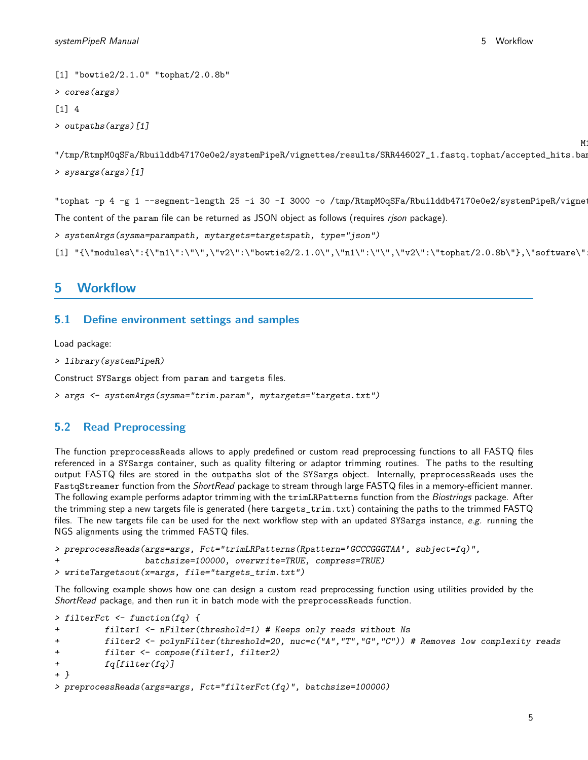```
[1] "bowtie2/2.1.0" "tophat/2.0.8b"
> cores(args)
[1] 4
> outpaths(args)[1]
                                                                                                    M1
"/tmp/RtmpM0qSFa/Rbuilddb47170e0e2/systemPipeR/vignettes/results/SRR446027_1.fastq.tophat/accepted_hits.bam
> sysargs(args)[1]

"tophat -p 4 -g 1 --segment-length 25 -i 30 -I 3000 -o /tmp/RtmpM0qSFa/Rbuilddb47170e0e2/systemPipeR/vignet
```

The content of the param file can be returned as JSON object as follows (requires *rjson* package).

```
> systemArgs(sysma=parampath, mytargets=targetspath, type="json")
[1] "{\"modules\":{\"n1\":\"\",\"v2\":\"bowtie2/2.1.0\",\"n1\":\"\",\"v2\":\"tophat/2.0.8b\"},\"software\":
```

# 5 Workflow

## 5.1 Define environment settings and samples

Load package:

```
> library(systemPipeR)
```

Construct SYSargs object from param and targets files.

```
> args <- systemArgs(sysma="trim.param", mytargets="targets.txt")
```

## 5.2 Read Preprocessing

The function preprocessReads allows to apply predefined or custom read preprocessing functions to all FASTQ files referenced in a SYSargs container, such as quality filtering or adaptor trimming routines. The paths to the resulting output FASTQ files are stored in the outpaths slot of the SYSargs object. Internally, preprocessReads uses the FastqStreamer function from the *ShortRead* package to stream through large FASTQ files in a memory-efficient manner. The following example performs adaptor trimming with the trimLRPatterns function from the *Biostrings* package. After the trimming step a new targets file is generated (here targets_trim.txt) containing the paths to the trimmed FASTQ files. The new targets file can be used for the next workflow step with an updated SYSargs instance, *e.g.* running the NGS alignments using the trimmed FASTQ files.

```
> preprocessReads(args=args, Fct="trimLRPatterns(Rpattern='GCCCGGGTAA', subject=fq)",
+                 batchsize=100000, overwrite=TRUE, compress=TRUE)
> writeTargetsout(x=args, file="targets_trim.txt")
```

The following example shows how one can design a custom read preprocessing function using utilities provided by the *ShortRead* package, and then run it in batch mode with the preprocessReads function.

```
> filterFct <- function(fq) {
+         filter1 <- nFilter(threshold=1) # Keeps only reads without Ns
+         filter2 <- polynFilter(threshold=20, nuc=c("A","T","G","C")) # Removes low complexity reads
+         filter <- compose(filter1, filter2)
+         fq[filter(fq)]
+ }
> preprocessReads(args=args, Fct="filterFct(fq)", batchsize=100000)
```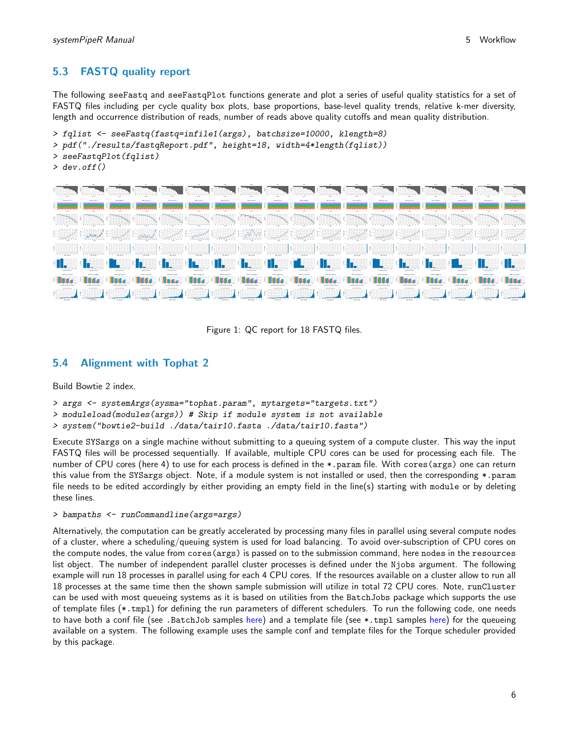## 5.3 FASTQ quality report

The following seeFastq and seeFastqPlot functions generate and plot a series of useful quality statistics for a set of FASTQ files including per cycle quality box plots, base proportions, base-level quality trends, relative k-mer diversity, length and occurrence distribution of reads, number of reads above quality cutoffs and mean quality distribution.

```
> fqlist <- seeFastq(fastq=infile1(args), batchsize=10000, klength=8)
> pdf("./results/fastqReport.pdf", height=18, width=4*length(fqlist))
> seeFastqPlot(fqlist)
> dev.off()
```

Figure 1: QC report for 18 FASTQ files.

## 5.4 Alignment with Tophat 2

Build Bowtie 2 index.

```
> args <- systemArgs(sysma="tophat.param", mytargets="targets.txt")
> moduleload(modules(args)) # Skip if module system is not available
> system("bowtie2-build ./data/tair10.fasta ./data/tair10.fasta")
```

Execute SYSargs on a single machine without submitting to a queuing system of a compute cluster. This way the input FASTQ files will be processed sequentially. If available, multiple CPU cores can be used for processing each file. The number of CPU cores (here 4) to use for each process is defined in the *.param file. With cores(args) one can return this value from the SYSargs object. Note, if a module system is not installed or used, then the corresponding *.param file needs to be edited accordingly by either providing an empty field in the line(s) starting with module or by deleting these lines.

```
> bampaths <- runCommandline(args=args)
```

Alternatively, the computation can be greatly accelerated by processing many files in parallel using several compute nodes of a cluster, where a scheduling/queuing system is used for load balancing. To avoid over-subscription of CPU cores on the compute nodes, the value from cores(args) is passed on to the submission command, here nodes in the resources list object. The number of independent parallel cluster processes is defined under the Njobs argument. The following example will run 18 processes in parallel using for each 4 CPU cores. If the resources available on a cluster allow to run all 18 processes at the same time then the shown sample submission will utilize in total 72 CPU cores. Note, runCluster can be used with most queueing systems as it is based on utilities from the BatchJobs package which supports the use of template files (*.tmpl) for defining the run parameters of different schedulers. To run the following code, one needs to have both a conf file (see .BatchJob samples here) and a template file (see *.tmpl samples here) for the queueing available on a system. The following example uses the sample conf and template files for the Torque scheduler provided by this package.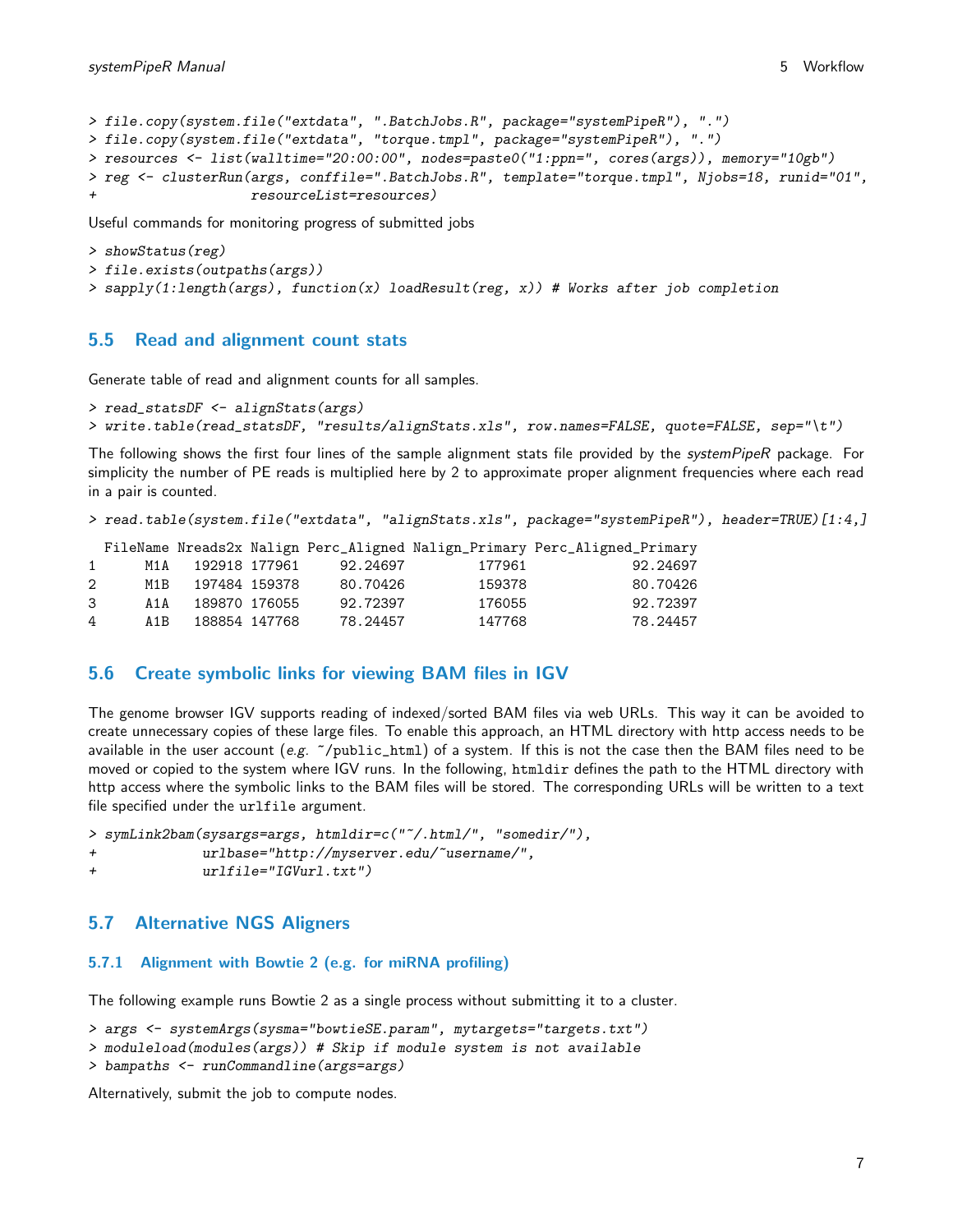```
> file.copy(system.file("extdata", ".BatchJobs.R", package="systemPipeR"), ".")
> file.copy(system.file("extdata", "torque.tmpl", package="systemPipeR"), ".")
> resources <- list(walltime="20:00:00", nodes=paste0("1:ppn=", cores(args)), memory="10gb")
> reg <- clusterRun(args, conffile=".BatchJobs.R", template="torque.tmpl", Njobs=18, runid="01",
+                   resourceList=resources)
```

Useful commands for monitoring progress of submitted jobs

```
> showStatus(reg)
> file.exists(outpaths(args))
> sapply(1:length(args), function(x) loadResult(reg, x)) # Works after job completion
```

## 5.5 Read and alignment count stats

Generate table of read and alignment counts for all samples.

```
> read_statsDF <- alignStats(args)
> write.table(read_statsDF, "results/alignStats.xls", row.names=FALSE, quote=FALSE, sep="\t")
```

The following shows the first four lines of the sample alignment stats file provided by the *systemPipeR* package. For simplicity the number of PE reads is multiplied here by 2 to approximate proper alignment frequencies where each read in a pair is counted.

```
> read.table(system.file("extdata", "alignStats.xls", package="systemPipeR"), header=TRUE)[1:4,]

  FileName Nreads2x Nalign Perc_Aligned Nalign_Primary Perc_Aligned_Primary
1      M1A   192918 177961     92.24697         177961             92.24697
2      M1B   197484 159378     80.70426         159378             80.70426
3      A1A   189870 176055     92.72397         176055             92.72397
4      A1B   188854 147768     78.24457         147768             78.24457
```

## 5.6 Create symbolic links for viewing BAM files in IGV

The genome browser IGV supports reading of indexed/sorted BAM files via web URLs. This way it can be avoided to create unnecessary copies of these large files. To enable this approach, an HTML directory with http access needs to be available in the user account (*e.g.* `~/public_html`) of a system. If this is not the case then the BAM files need to be moved or copied to the system where IGV runs. In the following, `htmldir` defines the path to the HTML directory with http access where the symbolic links to the BAM files will be stored. The corresponding URLs will be written to a text file specified under the `urlfile` argument.

```
> symLink2bam(sysargs=args, htmldir=c("~/.html/", "somedir/"),
+             urlbase="http://myserver.edu/~username/",
+             urlfile="IGVurl.txt")
```

## 5.7 Alternative NGS Aligners

### 5.7.1 Alignment with Bowtie 2 (e.g. for miRNA profiling)

The following example runs Bowtie 2 as a single process without submitting it to a cluster.

```
> args <- systemArgs(sysma="bowtieSE.param", mytargets="targets.txt")
> moduleload(modules(args)) # Skip if module system is not available
> bampaths <- runCommandline(args=args)
```

Alternatively, submit the job to compute nodes.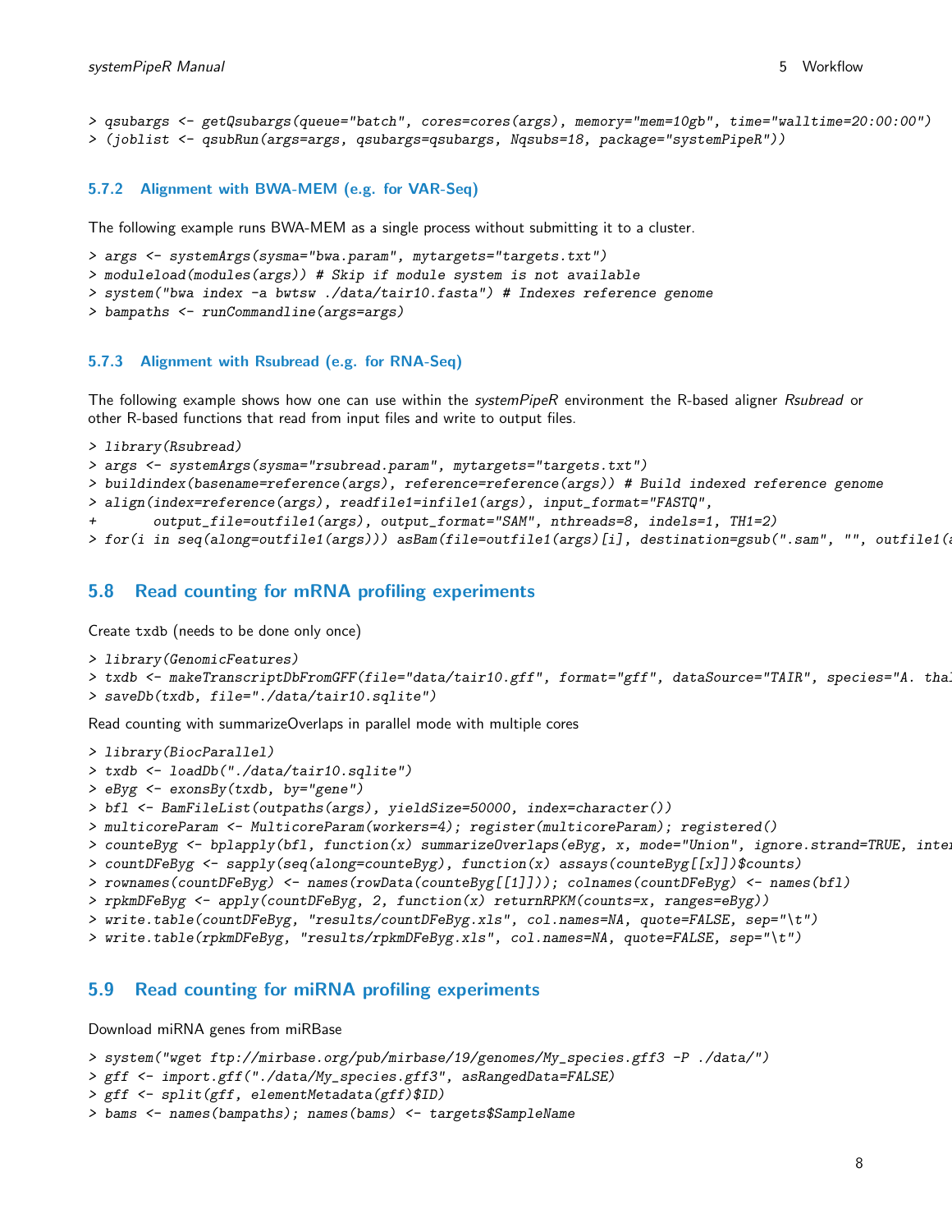```
> qsubargs <- getQsubargs(queue="batch", cores=cores(args), memory="mem=10gb", time="walltime=20:00:00")
> (joblist <- qsubRun(args=args, qsubargs=qsubargs, Nqsubs=18, package="systemPipeR"))
```

### 5.7.2 Alignment with BWA-MEM (e.g. for VAR-Seq)

The following example runs BWA-MEM as a single process without submitting it to a cluster.

```
> args <- systemArgs(sysma="bwa.param", mytargets="targets.txt")
> moduleload(modules(args)) # Skip if module system is not available
> system("bwa index -a bwtsw ./data/tair10.fasta") # Indexes reference genome
> bampaths <- runCommandline(args=args)
```

### 5.7.3 Alignment with Rsubread (e.g. for RNA-Seq)

The following example shows how one can use within the *systemPipeR* environment the R-based aligner *Rsubread* or other R-based functions that read from input files and write to output files.

```
> library(Rsubread)
> args <- systemArgs(sysma="rsubread.param", mytargets="targets.txt")
> buildindex(basename=reference(args), reference=reference(args)) # Build indexed reference genome
> align(index=reference(args), readfile1=infile1(args), input_format="FASTQ",
+       output_file=outfile1(args), output_format="SAM", nthreads=8, indels=1, TH1=2)
> for(i in seq(along=outfile1(args))) asBam(file=outfile1(args)[i], destination=gsub(".sam", "", outfile1(a
```

## 5.8 Read counting for mRNA profiling experiments

Create txdb (needs to be done only once)

```
> library(GenomicFeatures)
> txdb <- makeTranscriptDbFromGFF(file="data/tair10.gff", format="gff", dataSource="TAIR", species="A. thal
> saveDb(txdb, file="./data/tair10.sqlite")
```

Read counting with summarizeOverlaps in parallel mode with multiple cores

```
> library(BiocParallel)
> txdb <- loadDb("./data/tair10.sqlite")
> eByg <- exonsBy(txdb, by="gene")
> bfl <- BamFileList(outpaths(args), yieldSize=50000, index=character())
> multicoreParam <- MulticoreParam(workers=4); register(multicoreParam); registered()
> counteByg <- bplapply(bfl, function(x) summarizeOverlaps(eByg, x, mode="Union", ignore.strand=TRUE, inter
> countDFeByg <- sapply(seq(along=counteByg), function(x) assays(counteByg[[x]])$counts)
> rownames(countDFeByg) <- names(rowData(counteByg[[1]])); colnames(countDFeByg) <- names(bfl)
> rpkmDFeByg <- apply(countDFeByg, 2, function(x) returnRPKM(counts=x, ranges=eByg))
> write.table(countDFeByg, "results/countDFeByg.xls", col.names=NA, quote=FALSE, sep="\t")
> write.table(rpkmDFeByg, "results/rpkmDFeByg.xls", col.names=NA, quote=FALSE, sep="\t")
```

## 5.9 Read counting for miRNA profiling experiments

Download miRNA genes from miRBase

```
> system("wget ftp://mirbase.org/pub/mirbase/19/genomes/My_species.gff3 -P ./data/")
> gff <- import.gff("./data/My_species.gff3", asRangedData=FALSE)
> gff <- split(gff, elementMetadata(gff)$ID)
> bams <- names(bampaths); names(bams) <- targets$SampleName
```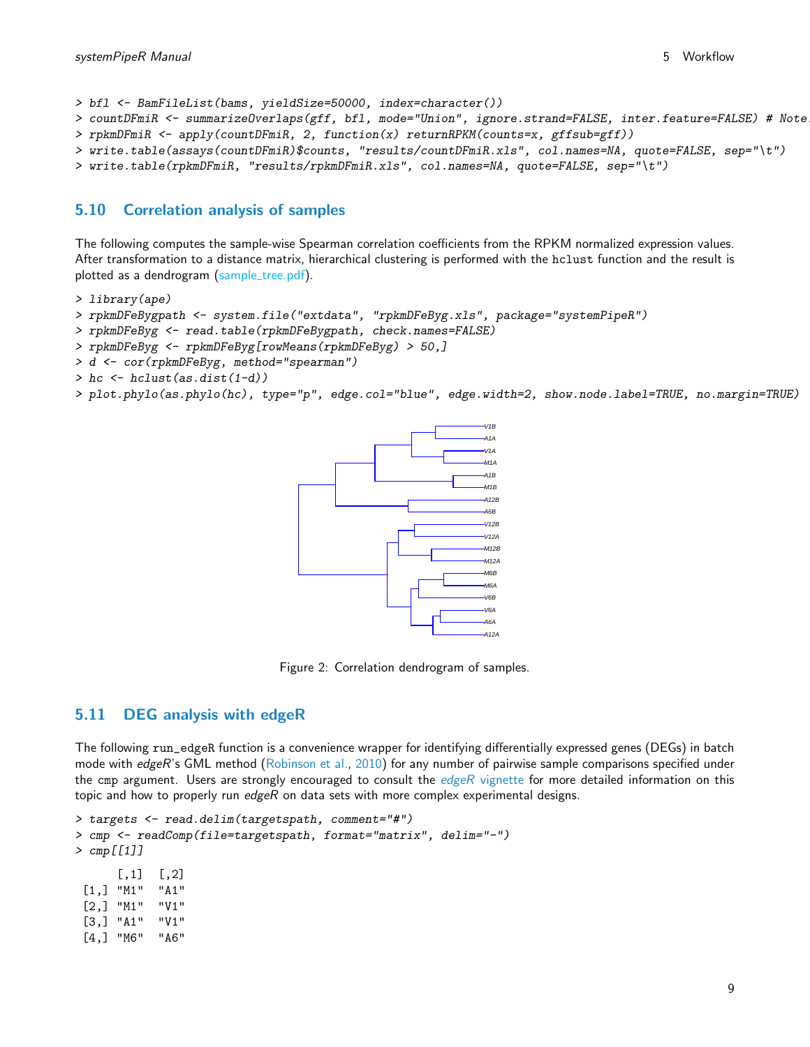```
> bfl <- BamFileList(bams, yieldSize=50000, index=character())
> countDFmiR <- summarizeOverlaps(gff, bfl, mode="Union", ignore.strand=FALSE, inter.feature=FALSE) # Note
> rpkmDFmiR <- apply(countDFmiR, 2, function(x) returnRPKM(counts=x, gffsub=gff))
> write.table(assays(countDFmiR)$counts, "results/countDFmiR.xls", col.names=NA, quote=FALSE, sep="\t")
> write.table(rpkmDFmiR, "results/rpkmDFmiR.xls", col.names=NA, quote=FALSE, sep="\t")
```

## 5.10 Correlation analysis of samples

The following computes the sample-wise Spearman correlation coefficients from the RPKM normalized expression values. After transformation to a distance matrix, hierarchical clustering is performed with the `hclust` function and the result is plotted as a dendrogram (sample_tree.pdf).

```
> library(ape)
> rpkmDFeBygpath <- system.file("extdata", "rpkmDFeByg.xls", package="systemPipeR")
> rpkmDFeByg <- read.table(rpkmDFeBygpath, check.names=FALSE)
> rpkmDFeByg <- rpkmDFeByg[rowMeans(rpkmDFeByg) > 50,]
> d <- cor(rpkmDFeByg, method="spearman")
> hc <- hclust(as.dist(1-d))
> plot.phylo(as.phylo(hc), type="p", edge.col="blue", edge.width=2, show.node.label=TRUE, no.margin=TRUE)
```

Figure 2: Correlation dendrogram of samples.

## 5.11 DEG analysis with edgeR

The following `run_edgeR` function is a convenience wrapper for identifying differentially expressed genes (DEGs) in batch mode with *edgeR*'s GML method (Robinson et al., 2010) for any number of pairwise sample comparisons specified under the `cmp` argument. Users are strongly encouraged to consult the *edgeR* vignette for more detailed information on this topic and how to properly run *edgeR* on data sets with more complex experimental designs.

```
> targets <- read.delim(targetspath, comment="#")
> cmp <- readComp(file=targetspath, format="matrix", delim="-")
> cmp[[1]]

     [,1] [,2]
[1,] "M1" "A1"
[2,] "M1" "V1"
[3,] "A1" "V1"
[4,] "M6" "A6"
```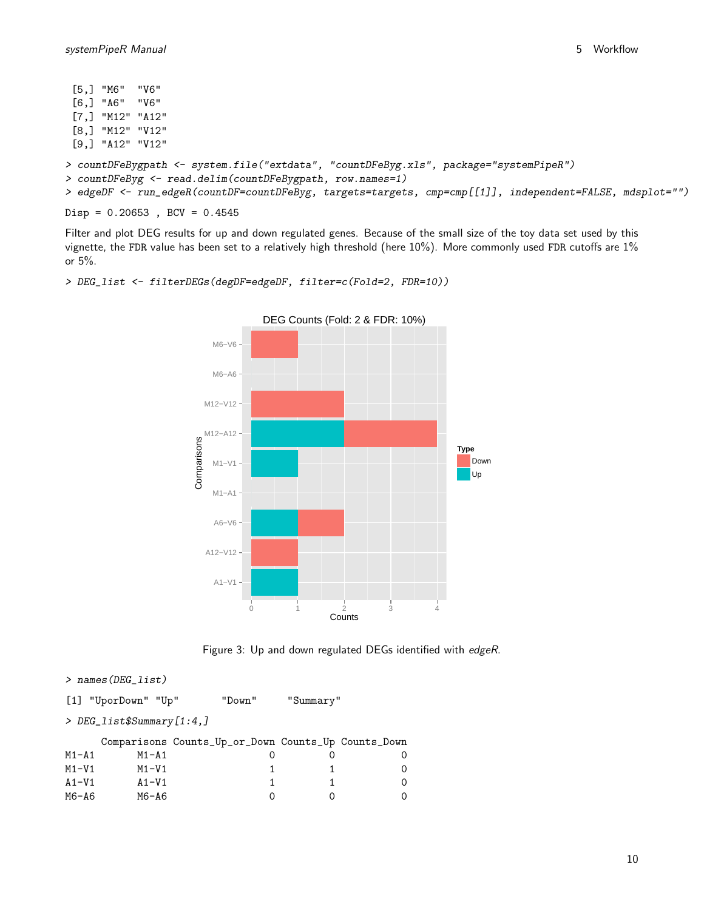```
 [5,] "M6"  "V6"
 [6,] "A6"  "V6"
 [7,] "M12" "A12"
 [8,] "M12" "V12"
 [9,] "A12" "V12"
```

```
> countDFeBygpath <- system.file("extdata", "countDFeByg.xls", package="systemPipeR")
> countDFeByg <- read.delim(countDFeBygpath, row.names=1)
> edgeDF <- run_edgeR(countDF=countDFeByg, targets=targets, cmp=cmp[[1]], independent=FALSE, mdsplot="")
```

```
Disp = 0.20653 , BCV = 0.4545
```

Filter and plot DEG results for up and down regulated genes. Because of the small size of the toy data set used by this vignette, the FDR value has been set to a relatively high threshold (here 10%). More commonly used FDR cutoffs are 1% or 5%.

```
> DEG_list <- filterDEGs(degDF=edgeDF, filter=c(Fold=2, FDR=10))
```

Figure 3: Up and down regulated DEGs identified with *edgeR*.

```
> names(DEG_list)
```

```
[1] "UporDown" "Up"       "Down"     "Summary"
```

```
> DEG_list$Summary[1:4,]
```

```
      Comparisons Counts_Up_or_Down Counts_Up Counts_Down
M1-A1       M1-A1                 0         0           0
M1-V1       M1-V1                 1         1           0
A1-V1       A1-V1                 1         1           0
M6-A6       M6-A6                 0         0           0
```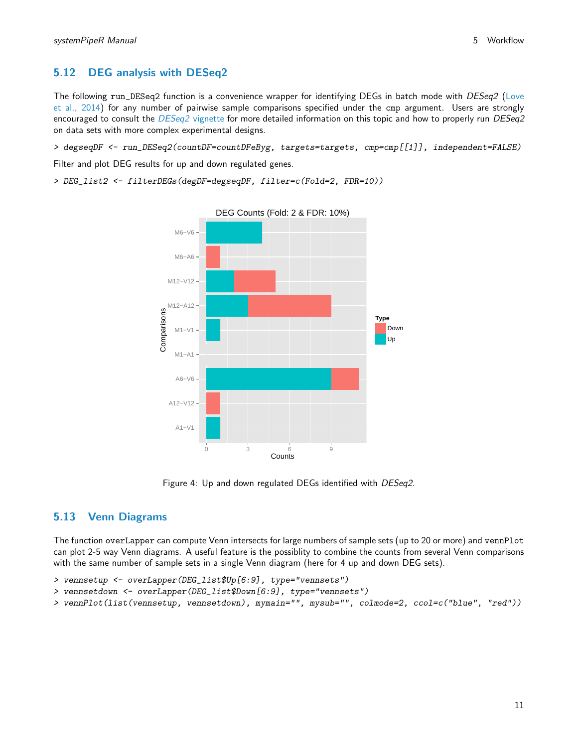## 5.12 DEG analysis with DESeq2

The following run_DESeq2 function is a convenience wrapper for identifying DEGs in batch mode with *DESeq2* (Love et al., 2014) for any number of pairwise sample comparisons specified under the cmp argument. Users are strongly encouraged to consult the *DESeq2* vignette for more detailed information on this topic and how to properly run *DESeq2* on data sets with more complex experimental designs.

```
> degseqDF <- run_DESeq2(countDF=countDFeByg, targets=targets, cmp=cmp[[1]], independent=FALSE)
```

Filter and plot DEG results for up and down regulated genes.

```
> DEG_list2 <- filterDEGs(degDF=degseqDF, filter=c(Fold=2, FDR=10))
```

Figure 4: Up and down regulated DEGs identified with *DESeq2*.

## 5.13 Venn Diagrams

The function overLapper can compute Venn intersects for large numbers of sample sets (up to 20 or more) and vennPlot can plot 2-5 way Venn diagrams. A useful feature is the possiblity to combine the counts from several Venn comparisons with the same number of sample sets in a single Venn diagram (here for 4 up and down DEG sets).

```
> vennsetup <- overLapper(DEG_list$Up[6:9], type="vennsets")
> vennsetdown <- overLapper(DEG_list$Down[6:9], type="vennsets")
> vennPlot(list(vennsetup, vennsetdown), mymain="", mysub="", colmode=2, ccol=c("blue", "red"))
```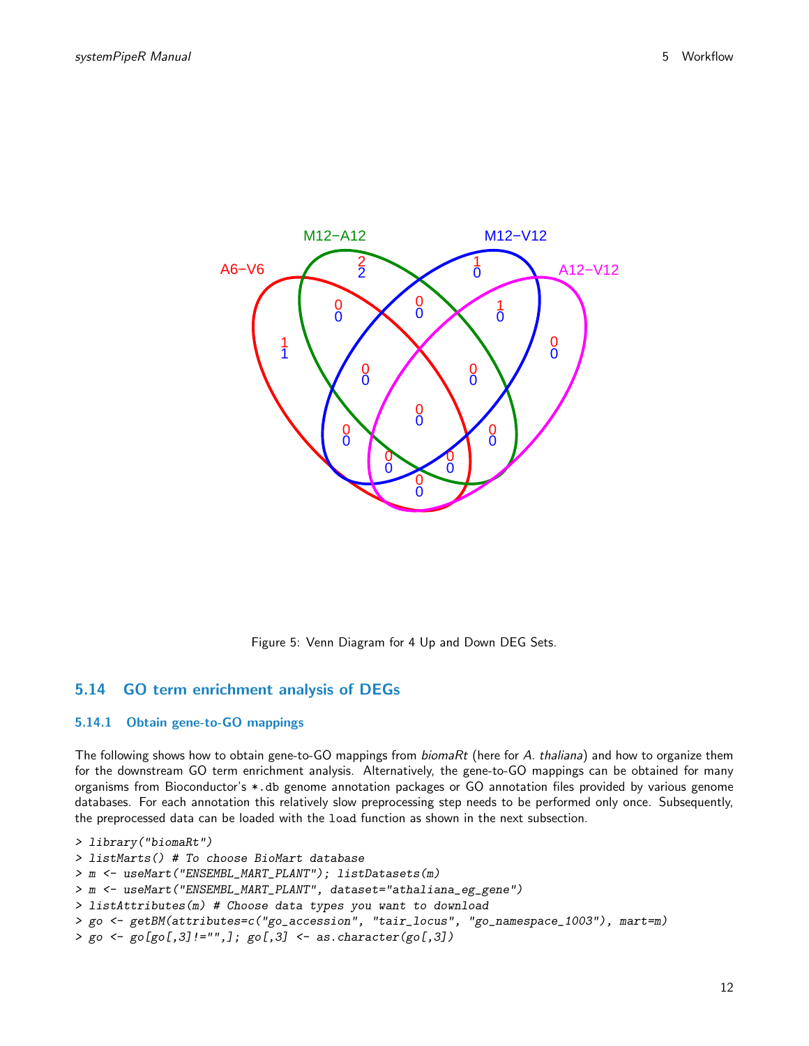Figure 5: Venn Diagram for 4 Up and Down DEG Sets.

## 5.14 GO term enrichment analysis of DEGs

### 5.14.1 Obtain gene-to-GO mappings

The following shows how to obtain gene-to-GO mappings from *biomaRt* (here for *A. thaliana*) and how to organize them for the downstream GO term enrichment analysis. Alternatively, the gene-to-GO mappings can be obtained for many organisms from Bioconductor's `*.db` genome annotation packages or GO annotation files provided by various genome databases. For each annotation this relatively slow preprocessing step needs to be performed only once. Subsequently, the preprocessed data can be loaded with the `load` function as shown in the next subsection.

```
> library("biomaRt")
> listMarts() # To choose BioMart database
> m <- useMart("ENSEMBL_MART_PLANT"); listDatasets(m)
> m <- useMart("ENSEMBL_MART_PLANT", dataset="athaliana_eg_gene")
> listAttributes(m) # Choose data types you want to download
> go <- getBM(attributes=c("go_accession", "tair_locus", "go_namespace_1003"), mart=m)
> go <- go[go[,3]!="",]; go[,3] <- as.character(go[,3])
```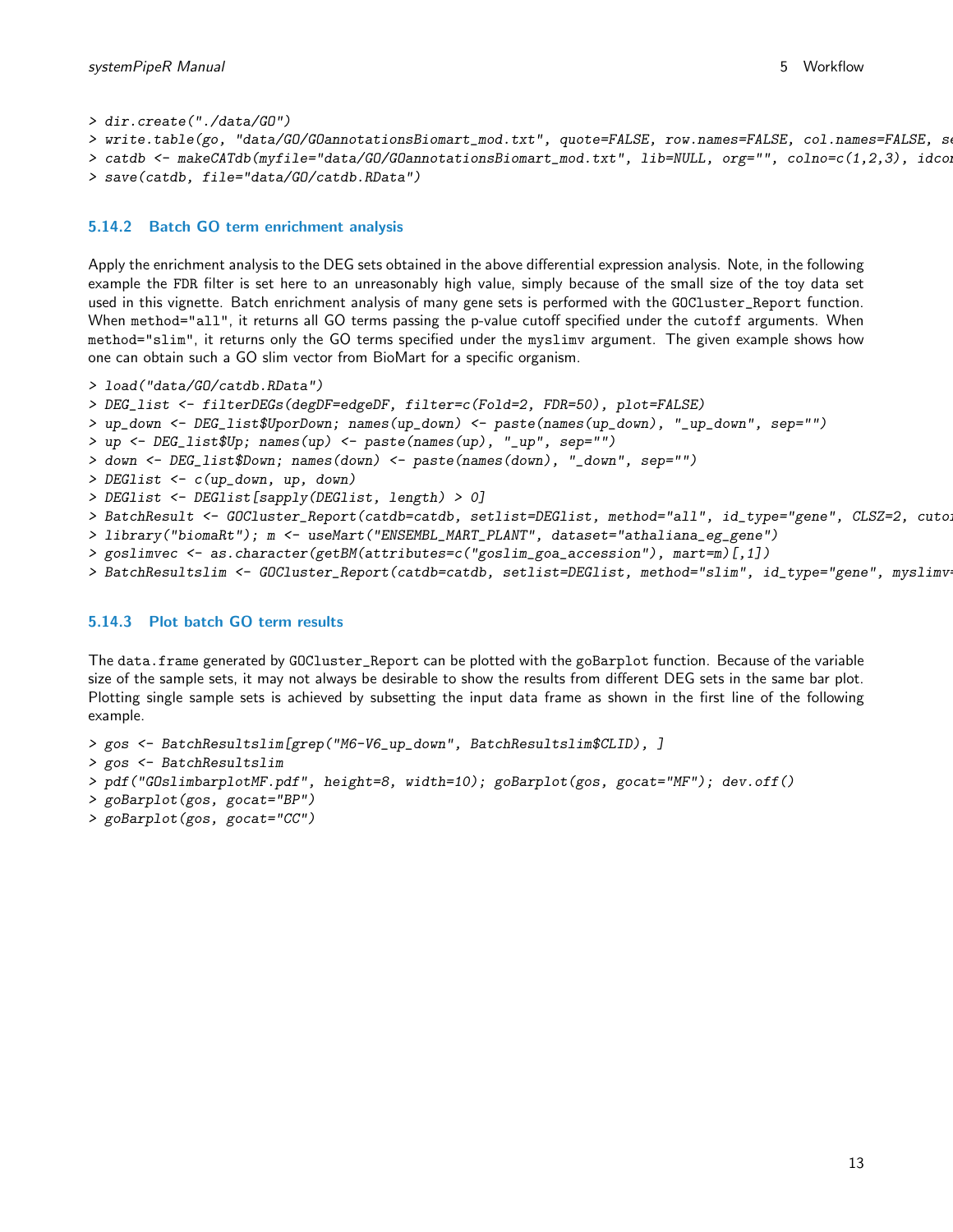```
> dir.create("./data/GO")
> write.table(go, "data/GO/GOannotationsBiomart_mod.txt", quote=FALSE, row.names=FALSE, col.names=FALSE, se
> catdb <- makeCATdb(myfile="data/GO/GOannotationsBiomart_mod.txt", lib=NULL, org="", colno=c(1,2,3), idcon
> save(catdb, file="data/GO/catdb.RData")
```

### 5.14.2 Batch GO term enrichment analysis

Apply the enrichment analysis to the DEG sets obtained in the above differential expression analysis. Note, in the following example the FDR filter is set here to an unreasonably high value, simply because of the small size of the toy data set used in this vignette. Batch enrichment analysis of many gene sets is performed with the `GOCluster_Report` function. When `method="all"`, it returns all GO terms passing the p-value cutoff specified under the `cutoff` arguments. When `method="slim"`, it returns only the GO terms specified under the `myslimv` argument. The given example shows how one can obtain such a GO slim vector from BioMart for a specific organism.

```
> load("data/GO/catdb.RData")
> DEG_list <- filterDEGs(degDF=edgeDF, filter=c(Fold=2, FDR=50), plot=FALSE)
> up_down <- DEG_list$UporDown; names(up_down) <- paste(names(up_down), "_up_down", sep="")
> up <- DEG_list$Up; names(up) <- paste(names(up), "_up", sep="")
> down <- DEG_list$Down; names(down) <- paste(names(down), "_down", sep="")
> DEGlist <- c(up_down, up, down)
> DEGlist <- DEGlist[sapply(DEGlist, length) > 0]
> BatchResult <- GOCluster_Report(catdb=catdb, setlist=DEGlist, method="all", id_type="gene", CLSZ=2, cutof
> library("biomaRt"); m <- useMart("ENSEMBL_MART_PLANT", dataset="athaliana_eg_gene")
> goslimvec <- as.character(getBM(attributes=c("goslim_goa_accession"), mart=m)[,1])
> BatchResultslim <- GOCluster_Report(catdb=catdb, setlist=DEGlist, method="slim", id_type="gene", myslimv=
```

### 5.14.3 Plot batch GO term results

The `data.frame` generated by `GOCluster_Report` can be plotted with the `goBarplot` function. Because of the variable size of the sample sets, it may not always be desirable to show the results from different DEG sets in the same bar plot. Plotting single sample sets is achieved by subsetting the input data frame as shown in the first line of the following example.

```
> gos <- BatchResultslim[grep("M6-V6_up_down", BatchResultslim$CLID), ]
> gos <- BatchResultslim
> pdf("GOslimbarplotMF.pdf", height=8, width=10); goBarplot(gos, gocat="MF"); dev.off()
> goBarplot(gos, gocat="BP")
> goBarplot(gos, gocat="CC")
```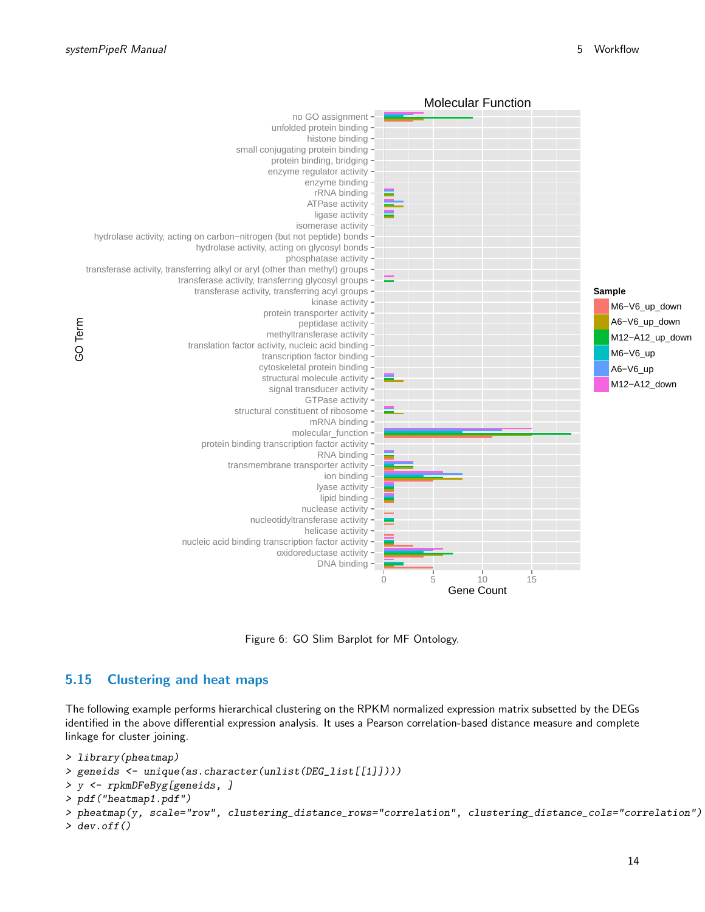Figure 6: GO Slim Barplot for MF Ontology.

## 5.15 Clustering and heat maps

The following example performs hierarchical clustering on the RPKM normalized expression matrix subsetted by the DEGs identified in the above differential expression analysis. It uses a Pearson correlation-based distance measure and complete linkage for cluster joining.

```
> library(pheatmap)
> geneids <- unique(as.character(unlist(DEG_list[[1]])))
> y <- rpkmDFeByg[geneids, ]
> pdf("heatmap1.pdf")
> pheatmap(y, scale="row", clustering_distance_rows="correlation", clustering_distance_cols="correlation")
> dev.off()
```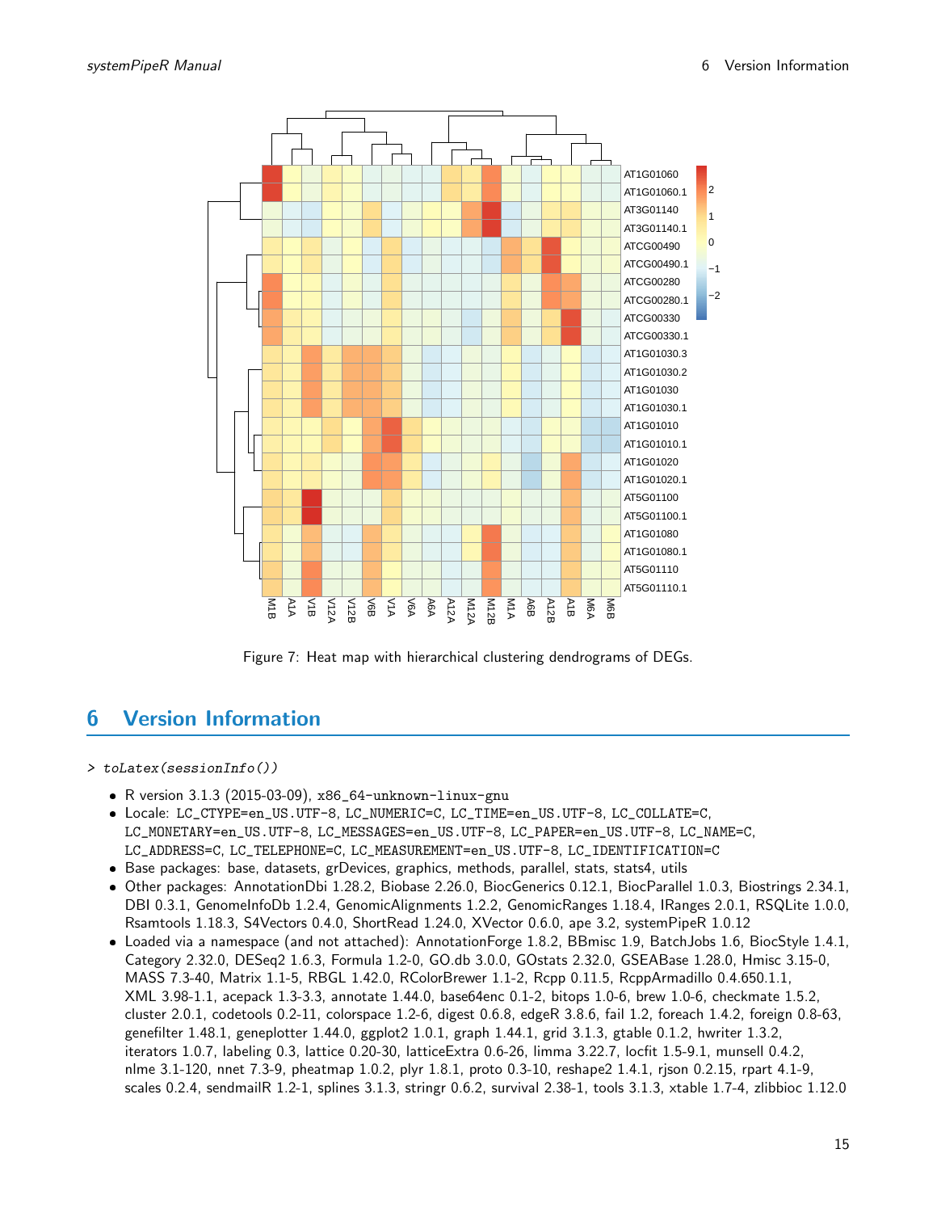Figure 7: Heat map with hierarchical clustering dendrograms of DEGs.

## 6 Version Information

```
> toLatex(sessionInfo())
```

- R version 3.1.3 (2015-03-09), x86_64-unknown-linux-gnu
- Locale: LC_CTYPE=en_US.UTF-8, LC_NUMERIC=C, LC_TIME=en_US.UTF-8, LC_COLLATE=C, LC_MONETARY=en_US.UTF-8, LC_MESSAGES=en_US.UTF-8, LC_PAPER=en_US.UTF-8, LC_NAME=C, LC_ADDRESS=C, LC_TELEPHONE=C, LC_MEASUREMENT=en_US.UTF-8, LC_IDENTIFICATION=C
- Base packages: base, datasets, grDevices, graphics, methods, parallel, stats, stats4, utils
- Other packages: AnnotationDbi 1.28.2, Biobase 2.26.0, BiocGenerics 0.12.1, BiocParallel 1.0.3, Biostrings 2.34.1, DBI 0.3.1, GenomeInfoDb 1.2.4, GenomicAlignments 1.2.2, GenomicRanges 1.18.4, IRanges 2.0.1, RSQLite 1.0.0, Rsamtools 1.18.3, S4Vectors 0.4.0, ShortRead 1.24.0, XVector 0.6.0, ape 3.2, systemPipeR 1.0.12
- Loaded via a namespace (and not attached): AnnotationForge 1.8.2, BBmisc 1.9, BatchJobs 1.6, BiocStyle 1.4.1, Category 2.32.0, DESeq2 1.6.3, Formula 1.2-0, GO.db 3.0.0, GOstats 2.32.0, GSEABase 1.28.0, Hmisc 3.15-0, MASS 7.3-40, Matrix 1.1-5, RBGL 1.42.0, RColorBrewer 1.1-2, Rcpp 0.11.5, RcppArmadillo 0.4.650.1.1, XML 3.98-1.1, acepack 1.3-3.3, annotate 1.44.0, base64enc 0.1-2, bitops 1.0-6, brew 1.0-6, checkmate 1.5.2, cluster 2.0.1, codetools 0.2-11, colorspace 1.2-6, digest 0.6.8, edgeR 3.8.6, fail 1.2, foreach 1.4.2, foreign 0.8-63, genefilter 1.48.1, geneplotter 1.44.0, ggplot2 1.0.1, graph 1.44.1, grid 3.1.3, gtable 0.1.2, hwriter 1.3.2, iterators 1.0.7, labeling 0.3, lattice 0.20-30, latticeExtra 0.6-26, limma 3.22.7, locfit 1.5-9.1, munsell 0.4.2, nlme 3.1-120, nnet 7.3-9, pheatmap 1.0.2, plyr 1.8.1, proto 0.3-10, reshape2 1.4.1, rjson 0.2.15, rpart 4.1-9, scales 0.2.4, sendmailR 1.2-1, splines 3.1.3, stringr 0.6.2, survival 2.38-1, tools 3.1.3, xtable 1.7-4, zlibbioc 1.12.0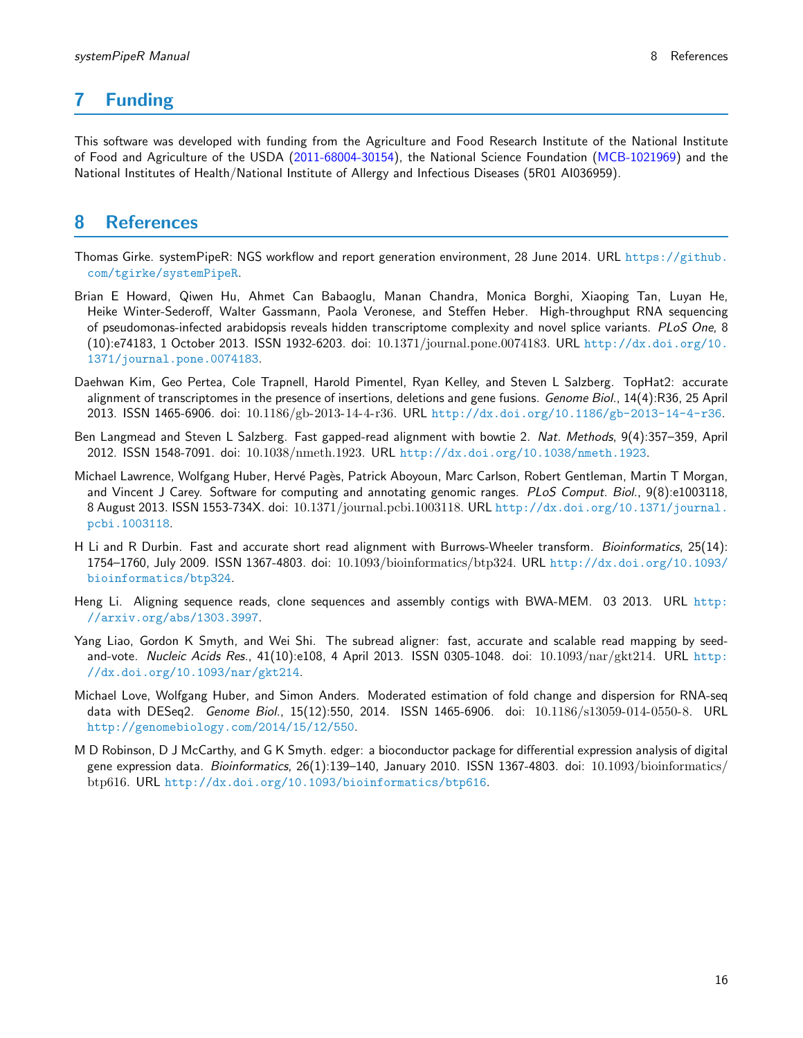## 7 Funding

This software was developed with funding from the Agriculture and Food Research Institute of the National Institute of Food and Agriculture of the USDA (2011-68004-30154), the National Science Foundation (MCB-1021969) and the National Institutes of Health/National Institute of Allergy and Infectious Diseases (5R01 AI036959).

## 8 References

Thomas Girke. systemPipeR: NGS workflow and report generation environment, 28 June 2014. URL https://github.com/tgirke/systemPipeR.

Brian E Howard, Qiwen Hu, Ahmet Can Babaoglu, Manan Chandra, Monica Borghi, Xiaoping Tan, Luyan He, Heike Winter-Sederoff, Walter Gassmann, Paola Veronese, and Steffen Heber. High-throughput RNA sequencing of pseudomonas-infected arabidopsis reveals hidden transcriptome complexity and novel splice variants. *PLoS One*, 8 (10):e74183, 1 October 2013. ISSN 1932-6203. doi: 10.1371/journal.pone.0074183. URL http://dx.doi.org/10.1371/journal.pone.0074183.

Daehwan Kim, Geo Pertea, Cole Trapnell, Harold Pimentel, Ryan Kelley, and Steven L Salzberg. TopHat2: accurate alignment of transcriptomes in the presence of insertions, deletions and gene fusions. *Genome Biol.*, 14(4):R36, 25 April 2013. ISSN 1465-6906. doi: 10.1186/gb-2013-14-4-r36. URL http://dx.doi.org/10.1186/gb-2013-14-4-r36.

Ben Langmead and Steven L Salzberg. Fast gapped-read alignment with bowtie 2. *Nat. Methods*, 9(4):357–359, April 2012. ISSN 1548-7091. doi: 10.1038/nmeth.1923. URL http://dx.doi.org/10.1038/nmeth.1923.

Michael Lawrence, Wolfgang Huber, Hervé Pagès, Patrick Aboyoun, Marc Carlson, Robert Gentleman, Martin T Morgan, and Vincent J Carey. Software for computing and annotating genomic ranges. *PLoS Comput. Biol.*, 9(8):e1003118, 8 August 2013. ISSN 1553-734X. doi: 10.1371/journal.pcbi.1003118. URL http://dx.doi.org/10.1371/journal.pcbi.1003118.

H Li and R Durbin. Fast and accurate short read alignment with Burrows-Wheeler transform. *Bioinformatics*, 25(14): 1754–1760, July 2009. ISSN 1367-4803. doi: 10.1093/bioinformatics/btp324. URL http://dx.doi.org/10.1093/bioinformatics/btp324.

Heng Li. Aligning sequence reads, clone sequences and assembly contigs with BWA-MEM. 03 2013. URL http://arxiv.org/abs/1303.3997.

Yang Liao, Gordon K Smyth, and Wei Shi. The subread aligner: fast, accurate and scalable read mapping by seed-and-vote. *Nucleic Acids Res.*, 41(10):e108, 4 April 2013. ISSN 0305-1048. doi: 10.1093/nar/gkt214. URL http://dx.doi.org/10.1093/nar/gkt214.

Michael Love, Wolfgang Huber, and Simon Anders. Moderated estimation of fold change and dispersion for RNA-seq data with DESeq2. *Genome Biol.*, 15(12):550, 2014. ISSN 1465-6906. doi: 10.1186/s13059-014-0550-8. URL http://genomebiology.com/2014/15/12/550.

M D Robinson, D J McCarthy, and G K Smyth. edger: a bioconductor package for differential expression analysis of digital gene expression data. *Bioinformatics*, 26(1):139–140, January 2010. ISSN 1367-4803. doi: 10.1093/bioinformatics/btp616. URL http://dx.doi.org/10.1093/bioinformatics/btp616.